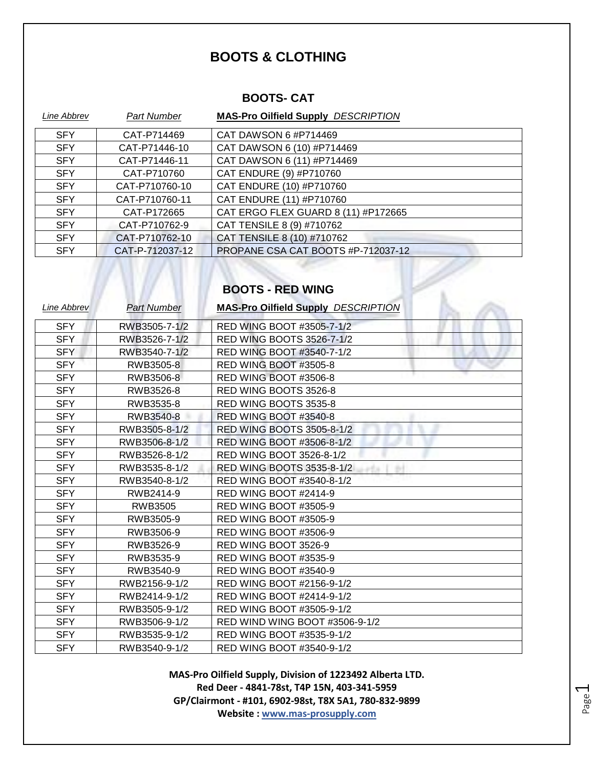# BOOTS & CLOTHING

## BOOTS- CAT

| *Line Abbrev* | *Part Number* | **MAS-Pro Oilfield Supply** *DESCRIPTION* |
|---|---|---|
| SFY | CAT-P714469 | CAT DAWSON 6 #P714469 |
| SFY | CAT-P71446-10 | CAT DAWSON 6 (10) #P714469 |
| SFY | CAT-P71446-11 | CAT DAWSON 6 (11) #P714469 |
| SFY | CAT-P710760 | CAT ENDURE (9) #P710760 |
| SFY | CAT-P710760-10 | CAT ENDURE (10) #P710760 |
| SFY | CAT-P710760-11 | CAT ENDURE (11) #P710760 |
| SFY | CAT-P172665 | CAT ERGO FLEX GUARD 8 (11) #P172665 |
| SFY | CAT-P710762-9 | CAT TENSILE 8 (9) #710762 |
| SFY | CAT-P710762-10 | CAT TENSILE 8 (10) #710762 |
| SFY | CAT-P-712037-12 | PROPANE CSA CAT BOOTS #P-712037-12 |

## BOOTS - RED WING

| *Line Abbrev* | *Part Number* | **MAS-Pro Oilfield Supply** *DESCRIPTION* |
|---|---|---|
| SFY | RWB3505-7-1/2 | RED WING BOOT #3505-7-1/2 |
| SFY | RWB3526-7-1/2 | RED WING BOOTS 3526-7-1/2 |
| SFY | RWB3540-7-1/2 | RED WING BOOT #3540-7-1/2 |
| SFY | RWB3505-8 | RED WING BOOT #3505-8 |
| SFY | RWB3506-8 | RED WING BOOT #3506-8 |
| SFY | RWB3526-8 | RED WING BOOTS 3526-8 |
| SFY | RWB3535-8 | RED WING BOOTS 3535-8 |
| SFY | RWB3540-8 | RED WING BOOT #3540-8 |
| SFY | RWB3505-8-1/2 | RED WING BOOTS 3505-8-1/2 |
| SFY | RWB3506-8-1/2 | RED WING BOOT #3506-8-1/2 |
| SFY | RWB3526-8-1/2 | RED WING BOOT 3526-8-1/2 |
| SFY | RWB3535-8-1/2 | RED WING BOOTS 3535-8-1/2 |
| SFY | RWB3540-8-1/2 | RED WING BOOT #3540-8-1/2 |
| SFY | RWB2414-9 | RED WING BOOT #2414-9 |
| SFY | RWB3505 | RED WING BOOT #3505-9 |
| SFY | RWB3505-9 | RED WING BOOT #3505-9 |
| SFY | RWB3506-9 | RED WING BOOT #3506-9 |
| SFY | RWB3526-9 | RED WING BOOT 3526-9 |
| SFY | RWB3535-9 | RED WING BOOT #3535-9 |
| SFY | RWB3540-9 | RED WING BOOT #3540-9 |
| SFY | RWB2156-9-1/2 | RED WING BOOT #2156-9-1/2 |
| SFY | RWB2414-9-1/2 | RED WING BOOT #2414-9-1/2 |
| SFY | RWB3505-9-1/2 | RED WING BOOT #3505-9-1/2 |
| SFY | RWB3506-9-1/2 | RED WIND WING BOOT #3506-9-1/2 |
| SFY | RWB3535-9-1/2 | RED WING BOOT #3535-9-1/2 |
| SFY | RWB3540-9-1/2 | RED WING BOOT #3540-9-1/2 |

**MAS-Pro Oilfield Supply, Division of 1223492 Alberta LTD.**
**Red Deer - 4841-78st, T4P 15N, 403-341-5959**
**GP/Clairmont - #101, 6902-98st, T8X 5A1, 780-832-9899**
**Website : [www.mas-prosupply.com](http://www.mas-prosupply.com)**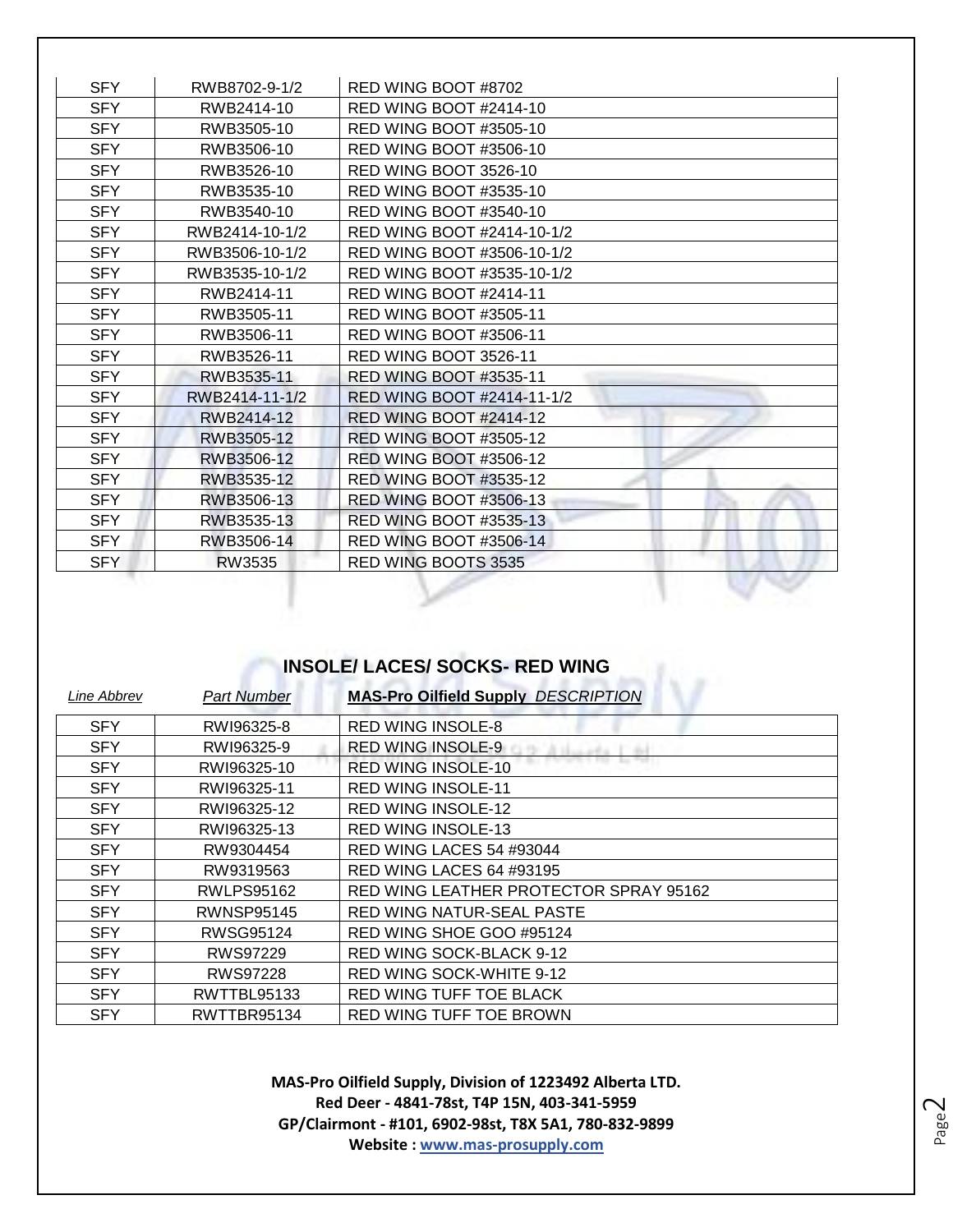| | | |
|---|---|---|
| SFY | RWB8702-9-1/2 | RED WING BOOT #8702 |
| SFY | RWB2414-10 | RED WING BOOT #2414-10 |
| SFY | RWB3505-10 | RED WING BOOT #3505-10 |
| SFY | RWB3506-10 | RED WING BOOT #3506-10 |
| SFY | RWB3526-10 | RED WING BOOT 3526-10 |
| SFY | RWB3535-10 | RED WING BOOT #3535-10 |
| SFY | RWB3540-10 | RED WING BOOT #3540-10 |
| SFY | RWB2414-10-1/2 | RED WING BOOT #2414-10-1/2 |
| SFY | RWB3506-10-1/2 | RED WING BOOT #3506-10-1/2 |
| SFY | RWB3535-10-1/2 | RED WING BOOT #3535-10-1/2 |
| SFY | RWB2414-11 | RED WING BOOT #2414-11 |
| SFY | RWB3505-11 | RED WING BOOT #3505-11 |
| SFY | RWB3506-11 | RED WING BOOT #3506-11 |
| SFY | RWB3526-11 | RED WING BOOT 3526-11 |
| SFY | RWB3535-11 | RED WING BOOT #3535-11 |
| SFY | RWB2414-11-1/2 | RED WING BOOT #2414-11-1/2 |
| SFY | RWB2414-12 | RED WING BOOT #2414-12 |
| SFY | RWB3505-12 | RED WING BOOT #3505-12 |
| SFY | RWB3506-12 | RED WING BOOT #3506-12 |
| SFY | RWB3535-12 | RED WING BOOT #3535-12 |
| SFY | RWB3506-13 | RED WING BOOT #3506-13 |
| SFY | RWB3535-13 | RED WING BOOT #3535-13 |
| SFY | RWB3506-14 | RED WING BOOT #3506-14 |
| SFY | RW3535 | RED WING BOOTS 3535 |

## INSOLE/ LACES/ SOCKS- RED WING

| *Line Abbrev* | *Part Number* | **MAS-Pro Oilfield Supply** *DESCRIPTION* |
|---|---|---|
| SFY | RWI96325-8 | RED WING INSOLE-8 |
| SFY | RWI96325-9 | RED WING INSOLE-9 |
| SFY | RWI96325-10 | RED WING INSOLE-10 |
| SFY | RWI96325-11 | RED WING INSOLE-11 |
| SFY | RWI96325-12 | RED WING INSOLE-12 |
| SFY | RWI96325-13 | RED WING INSOLE-13 |
| SFY | RW9304454 | RED WING LACES 54 #93044 |
| SFY | RW9319563 | RED WING LACES 64 #93195 |
| SFY | RWLPS95162 | RED WING LEATHER PROTECTOR SPRAY 95162 |
| SFY | RWNSP95145 | RED WING NATUR-SEAL PASTE |
| SFY | RWSG95124 | RED WING SHOE GOO #95124 |
| SFY | RWS97229 | RED WING SOCK-BLACK 9-12 |
| SFY | RWS97228 | RED WING SOCK-WHITE 9-12 |
| SFY | RWTTBL95133 | RED WING TUFF TOE BLACK |
| SFY | RWTTBR95134 | RED WING TUFF TOE BROWN |

**MAS-Pro Oilfield Supply, Division of 1223492 Alberta LTD.**
**Red Deer - 4841-78st, T4P 15N, 403-341-5959**
**GP/Clairmont - #101, 6902-98st, T8X 5A1, 780-832-9899**
**Website : www.mas-prosupply.com**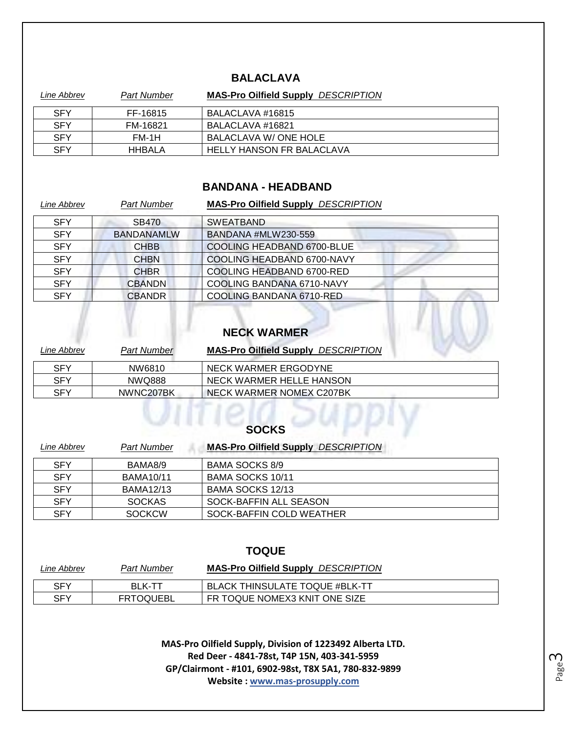## BALACLAVA

| *Line Abbrev* | *Part Number* | **MAS-Pro Oilfield Supply** *DESCRIPTION* |
|---|---|---|
| SFY | FF-16815 | BALACLAVA #16815 |
| SFY | FM-16821 | BALACLAVA #16821 |
| SFY | FM-1H | BALACLAVA W/ ONE HOLE |
| SFY | HHBALA | HELLY HANSON FR BALACLAVA |

## BANDANA - HEADBAND

| *Line Abbrev* | *Part Number* | **MAS-Pro Oilfield Supply** *DESCRIPTION* |
|---|---|---|
| SFY | SB470 | SWEATBAND |
| SFY | BANDANAMLW | BANDANA #MLW230-559 |
| SFY | CHBB | COOLING HEADBAND 6700-BLUE |
| SFY | CHBN | COOLING HEADBAND 6700-NAVY |
| SFY | CHBR | COOLING HEADBAND 6700-RED |
| SFY | CBANDN | COOLING BANDANA 6710-NAVY |
| SFY | CBANDR | COOLING BANDANA 6710-RED |

## NECK WARMER

| *Line Abbrev* | *Part Number* | **MAS-Pro Oilfield Supply** *DESCRIPTION* |
|---|---|---|
| SFY | NW6810 | NECK WARMER ERGODYNE |
| SFY | NWQ888 | NECK WARMER HELLE HANSON |
| SFY | NWNC207BK | NECK WARMER NOMEX C207BK |

## SOCKS

| *Line Abbrev* | *Part Number* | **MAS-Pro Oilfield Supply** *DESCRIPTION* |
|---|---|---|
| SFY | BAMA8/9 | BAMA SOCKS 8/9 |
| SFY | BAMA10/11 | BAMA SOCKS 10/11 |
| SFY | BAMA12/13 | BAMA SOCKS 12/13 |
| SFY | SOCKAS | SOCK-BAFFIN ALL SEASON |
| SFY | SOCKCW | SOCK-BAFFIN COLD WEATHER |

## TOQUE

| *Line Abbrev* | *Part Number* | **MAS-Pro Oilfield Supply** *DESCRIPTION* |
|---|---|---|
| SFY | BLK-TT | BLACK THINSULATE TOQUE #BLK-TT |
| SFY | FRTOQUEBL | FR TOQUE NOMEX3 KNIT ONE SIZE |

**MAS-Pro Oilfield Supply, Division of 1223492 Alberta LTD.**
**Red Deer - 4841-78st, T4P 15N, 403-341-5959**
**GP/Clairmont - #101, 6902-98st, T8X 5A1, 780-832-9899**
**Website : www.mas-prosupply.com**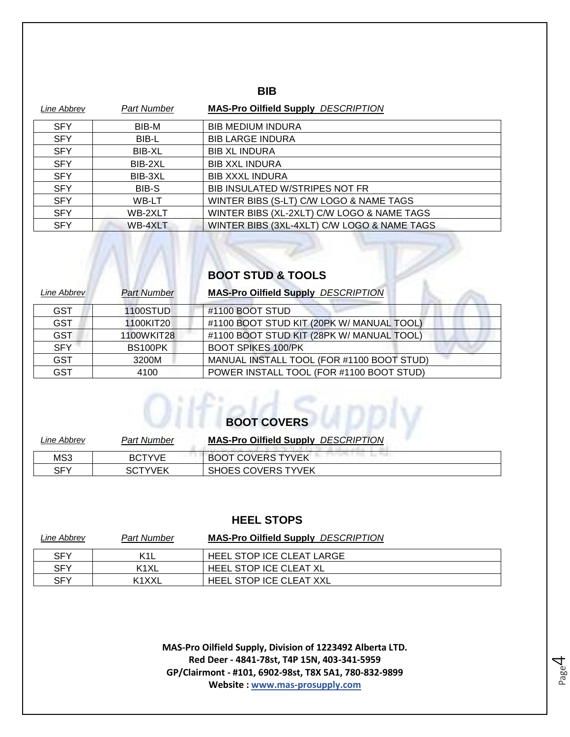## BIB

| *Line Abbrev* | *Part Number* | **MAS-Pro Oilfield Supply** *DESCRIPTION* |
|---|---|---|
| SFY | BIB-M | BIB MEDIUM INDURA |
| SFY | BIB-L | BIB LARGE INDURA |
| SFY | BIB-XL | BIB XL INDURA |
| SFY | BIB-2XL | BIB XXL INDURA |
| SFY | BIB-3XL | BIB XXXL INDURA |
| SFY | BIB-S | BIB INSULATED W/STRIPES NOT FR |
| SFY | WB-LT | WINTER BIBS (S-LT) C/W LOGO & NAME TAGS |
| SFY | WB-2XLT | WINTER BIBS (XL-2XLT) C/W LOGO & NAME TAGS |
| SFY | WB-4XLT | WINTER BIBS (3XL-4XLT) C/W LOGO & NAME TAGS |

## BOOT STUD & TOOLS

| *Line Abbrev* | *Part Number* | **MAS-Pro Oilfield Supply** *DESCRIPTION* |
|---|---|---|
| GST | 1100STUD | #1100 BOOT STUD |
| GST | 1100KIT20 | #1100 BOOT STUD KIT (20PK W/ MANUAL TOOL) |
| GST | 1100WKIT28 | #1100 BOOT STUD KIT (28PK W/ MANUAL TOOL) |
| SFY | BS100PK | BOOT SPIKES 100/PK |
| GST | 3200M | MANUAL INSTALL TOOL (FOR #1100 BOOT STUD) |
| GST | 4100 | POWER INSTALL TOOL (FOR #1100 BOOT STUD) |

## BOOT COVERS

| *Line Abbrev* | *Part Number* | **MAS-Pro Oilfield Supply** *DESCRIPTION* |
|---|---|---|
| MS3 | BCTYVE | BOOT COVERS TYVEK |
| SFY | SCTYVEK | SHOES COVERS TYVEK |

## HEEL STOPS

| *Line Abbrev* | *Part Number* | **MAS-Pro Oilfield Supply** *DESCRIPTION* |
|---|---|---|
| SFY | K1L | HEEL STOP ICE CLEAT LARGE |
| SFY | K1XL | HEEL STOP ICE CLEAT XL |
| SFY | K1XXL | HEEL STOP ICE CLEAT XXL |

**MAS-Pro Oilfield Supply, Division of 1223492 Alberta LTD.**
**Red Deer - 4841-78st, T4P 15N, 403-341-5959**
**GP/Clairmont - #101, 6902-98st, T8X 5A1, 780-832-9899**
**Website : www.mas-prosupply.com**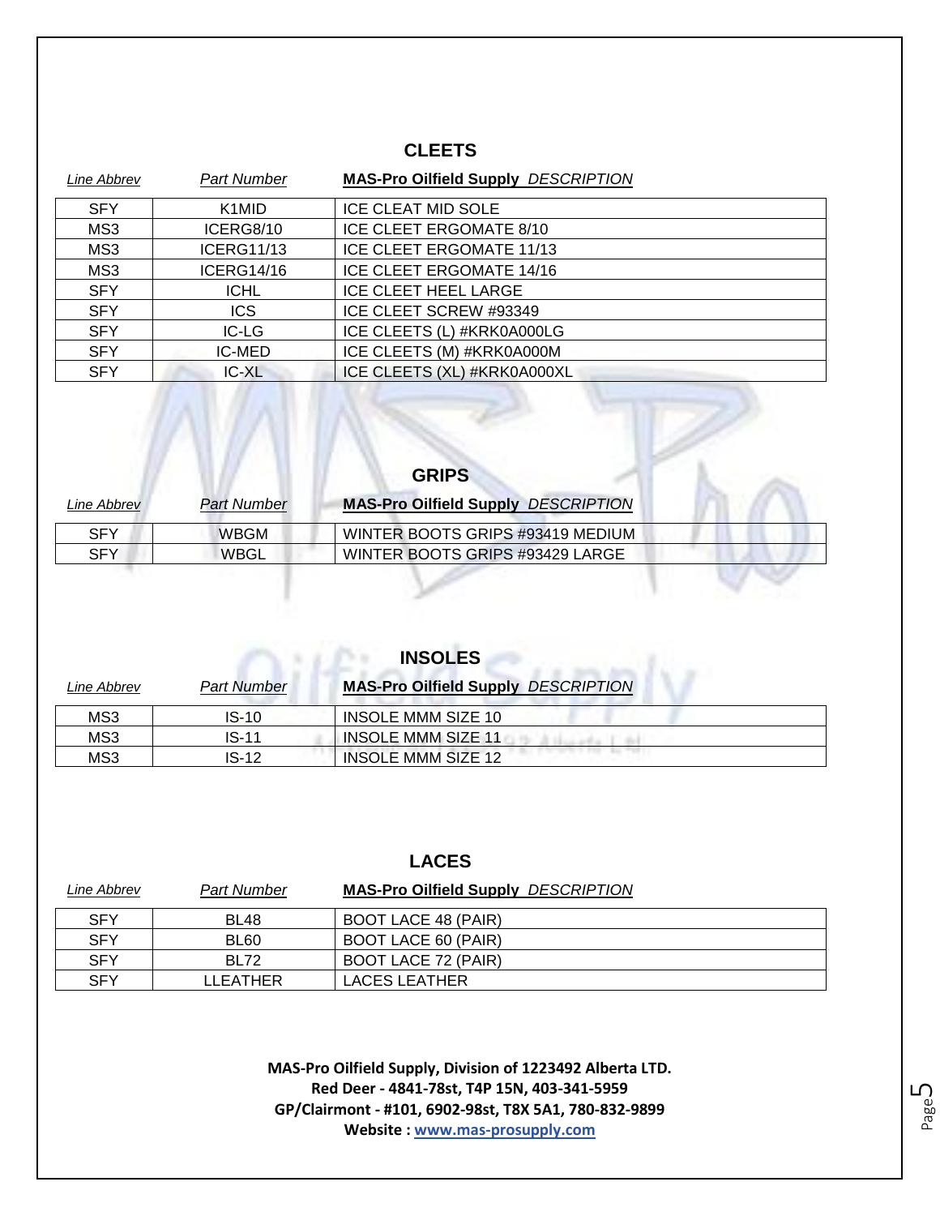## CLEETS

| *Line Abbrev* | *Part Number* | **MAS-Pro Oilfield Supply** *DESCRIPTION* |
|---|---|---|
| SFY | K1MID | ICE CLEAT MID SOLE |
| MS3 | ICERG8/10 | ICE CLEET ERGOMATE 8/10 |
| MS3 | ICERG11/13 | ICE CLEET ERGOMATE 11/13 |
| MS3 | ICERG14/16 | ICE CLEET ERGOMATE 14/16 |
| SFY | ICHL | ICE CLEET HEEL LARGE |
| SFY | ICS | ICE CLEET SCREW #93349 |
| SFY | IC-LG | ICE CLEETS (L) #KRK0A000LG |
| SFY | IC-MED | ICE CLEETS (M) #KRK0A000M |
| SFY | IC-XL | ICE CLEETS (XL) #KRK0A000XL |

## GRIPS

| *Line Abbrev* | *Part Number* | **MAS-Pro Oilfield Supply** *DESCRIPTION* |
|---|---|---|
| SFY | WBGM | WINTER BOOTS GRIPS #93419 MEDIUM |
| SFY | WBGL | WINTER BOOTS GRIPS #93429 LARGE |

## INSOLES

| *Line Abbrev* | *Part Number* | **MAS-Pro Oilfield Supply** *DESCRIPTION* |
|---|---|---|
| MS3 | IS-10 | INSOLE MMM SIZE 10 |
| MS3 | IS-11 | INSOLE MMM SIZE 11 |
| MS3 | IS-12 | INSOLE MMM SIZE 12 |

## LACES

| *Line Abbrev* | *Part Number* | **MAS-Pro Oilfield Supply** *DESCRIPTION* |
|---|---|---|
| SFY | BL48 | BOOT LACE 48 (PAIR) |
| SFY | BL60 | BOOT LACE 60 (PAIR) |
| SFY | BL72 | BOOT LACE 72 (PAIR) |
| SFY | LLEATHER | LACES LEATHER |

**MAS-Pro Oilfield Supply, Division of 1223492 Alberta LTD.**
**Red Deer - 4841-78st, T4P 15N, 403-341-5959**
**GP/Clairmont - #101, 6902-98st, T8X 5A1, 780-832-9899**
**Website : www.mas-prosupply.com**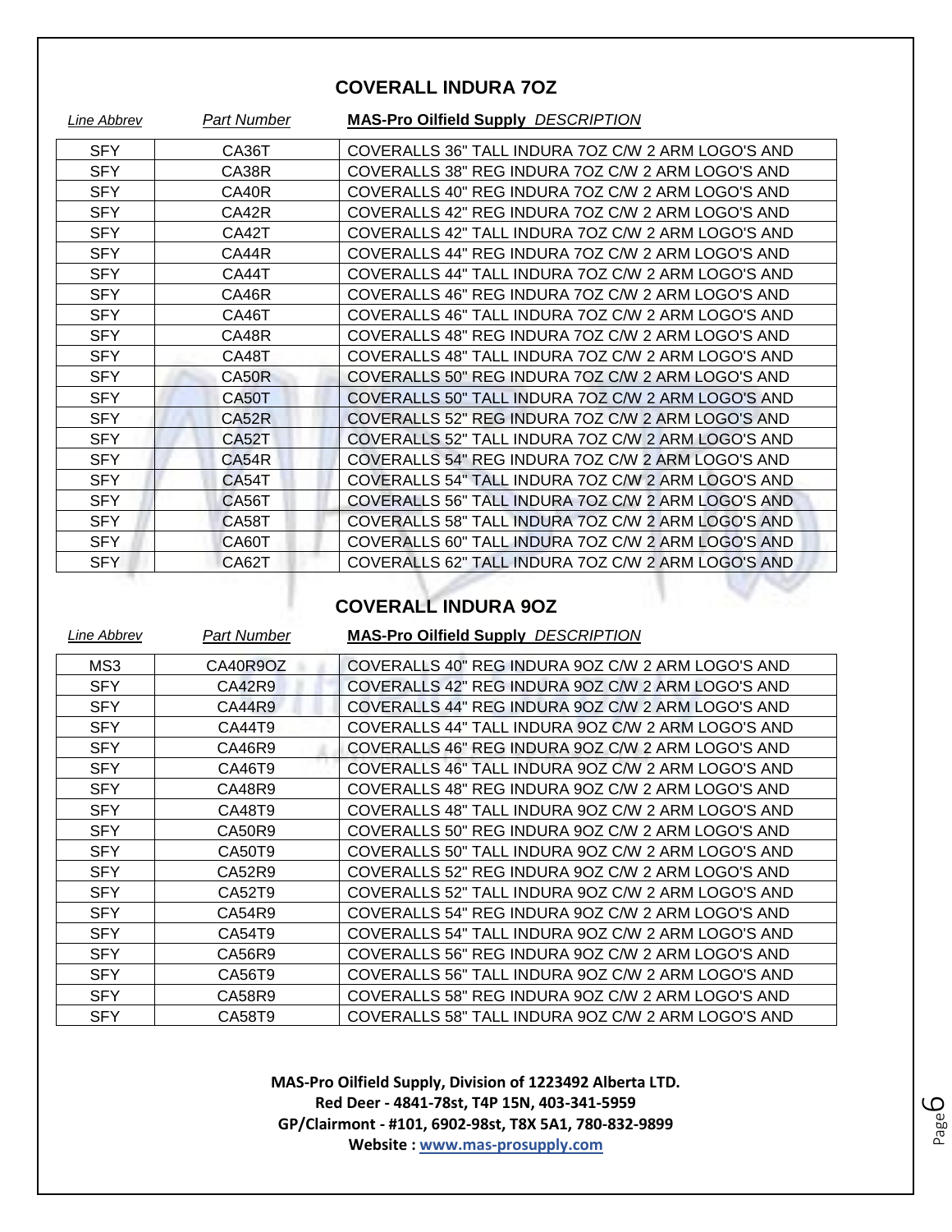## COVERALL INDURA 7OZ

| Line Abbrev | Part Number | MAS-Pro Oilfield Supply DESCRIPTION |
|---|---|---|
| SFY | CA36T | COVERALLS 36" TALL INDURA 7OZ C/W 2 ARM LOGO'S AND |
| SFY | CA38R | COVERALLS 38" REG INDURA 7OZ C/W 2 ARM LOGO'S AND |
| SFY | CA40R | COVERALLS 40" REG INDURA 7OZ C/W 2 ARM LOGO'S AND |
| SFY | CA42R | COVERALLS 42" REG INDURA 7OZ C/W 2 ARM LOGO'S AND |
| SFY | CA42T | COVERALLS 42" TALL INDURA 7OZ C/W 2 ARM LOGO'S AND |
| SFY | CA44R | COVERALLS 44" REG INDURA 7OZ C/W 2 ARM LOGO'S AND |
| SFY | CA44T | COVERALLS 44" TALL INDURA 7OZ C/W 2 ARM LOGO'S AND |
| SFY | CA46R | COVERALLS 46" REG INDURA 7OZ C/W 2 ARM LOGO'S AND |
| SFY | CA46T | COVERALLS 46" TALL INDURA 7OZ C/W 2 ARM LOGO'S AND |
| SFY | CA48R | COVERALLS 48" REG INDURA 7OZ C/W 2 ARM LOGO'S AND |
| SFY | CA48T | COVERALLS 48" TALL INDURA 7OZ C/W 2 ARM LOGO'S AND |
| SFY | CA50R | COVERALLS 50" REG INDURA 7OZ C/W 2 ARM LOGO'S AND |
| SFY | CA50T | COVERALLS 50" TALL INDURA 7OZ C/W 2 ARM LOGO'S AND |
| SFY | CA52R | COVERALLS 52" REG INDURA 7OZ C/W 2 ARM LOGO'S AND |
| SFY | CA52T | COVERALLS 52" TALL INDURA 7OZ C/W 2 ARM LOGO'S AND |
| SFY | CA54R | COVERALLS 54" REG INDURA 7OZ C/W 2 ARM LOGO'S AND |
| SFY | CA54T | COVERALLS 54" TALL INDURA 7OZ C/W 2 ARM LOGO'S AND |
| SFY | CA56T | COVERALLS 56" TALL INDURA 7OZ C/W 2 ARM LOGO'S AND |
| SFY | CA58T | COVERALLS 58" TALL INDURA 7OZ C/W 2 ARM LOGO'S AND |
| SFY | CA60T | COVERALLS 60" TALL INDURA 7OZ C/W 2 ARM LOGO'S AND |
| SFY | CA62T | COVERALLS 62" TALL INDURA 7OZ C/W 2 ARM LOGO'S AND |

## COVERALL INDURA 9OZ

| Line Abbrev | Part Number | MAS-Pro Oilfield Supply DESCRIPTION |
|---|---|---|
| MS3 | CA40R9OZ | COVERALLS 40" REG INDURA 9OZ C/W 2 ARM LOGO'S AND |
| SFY | CA42R9 | COVERALLS 42" REG INDURA 9OZ C/W 2 ARM LOGO'S AND |
| SFY | CA44R9 | COVERALLS 44" REG INDURA 9OZ C/W 2 ARM LOGO'S AND |
| SFY | CA44T9 | COVERALLS 44" TALL INDURA 9OZ C/W 2 ARM LOGO'S AND |
| SFY | CA46R9 | COVERALLS 46" REG INDURA 9OZ C/W 2 ARM LOGO'S AND |
| SFY | CA46T9 | COVERALLS 46" TALL INDURA 9OZ C/W 2 ARM LOGO'S AND |
| SFY | CA48R9 | COVERALLS 48" REG INDURA 9OZ C/W 2 ARM LOGO'S AND |
| SFY | CA48T9 | COVERALLS 48" TALL INDURA 9OZ C/W 2 ARM LOGO'S AND |
| SFY | CA50R9 | COVERALLS 50" REG INDURA 9OZ C/W 2 ARM LOGO'S AND |
| SFY | CA50T9 | COVERALLS 50" TALL INDURA 9OZ C/W 2 ARM LOGO'S AND |
| SFY | CA52R9 | COVERALLS 52" REG INDURA 9OZ C/W 2 ARM LOGO'S AND |
| SFY | CA52T9 | COVERALLS 52" TALL INDURA 9OZ C/W 2 ARM LOGO'S AND |
| SFY | CA54R9 | COVERALLS 54" REG INDURA 9OZ C/W 2 ARM LOGO'S AND |
| SFY | CA54T9 | COVERALLS 54" TALL INDURA 9OZ C/W 2 ARM LOGO'S AND |
| SFY | CA56R9 | COVERALLS 56" REG INDURA 9OZ C/W 2 ARM LOGO'S AND |
| SFY | CA56T9 | COVERALLS 56" TALL INDURA 9OZ C/W 2 ARM LOGO'S AND |
| SFY | CA58R9 | COVERALLS 58" REG INDURA 9OZ C/W 2 ARM LOGO'S AND |
| SFY | CA58T9 | COVERALLS 58" TALL INDURA 9OZ C/W 2 ARM LOGO'S AND |

**MAS-Pro Oilfield Supply, Division of 1223492 Alberta LTD.**
**Red Deer - 4841-78st, T4P 15N, 403-341-5959**
**GP/Clairmont - #101, 6902-98st, T8X 5A1, 780-832-9899**
**Website : www.mas-prosupply.com**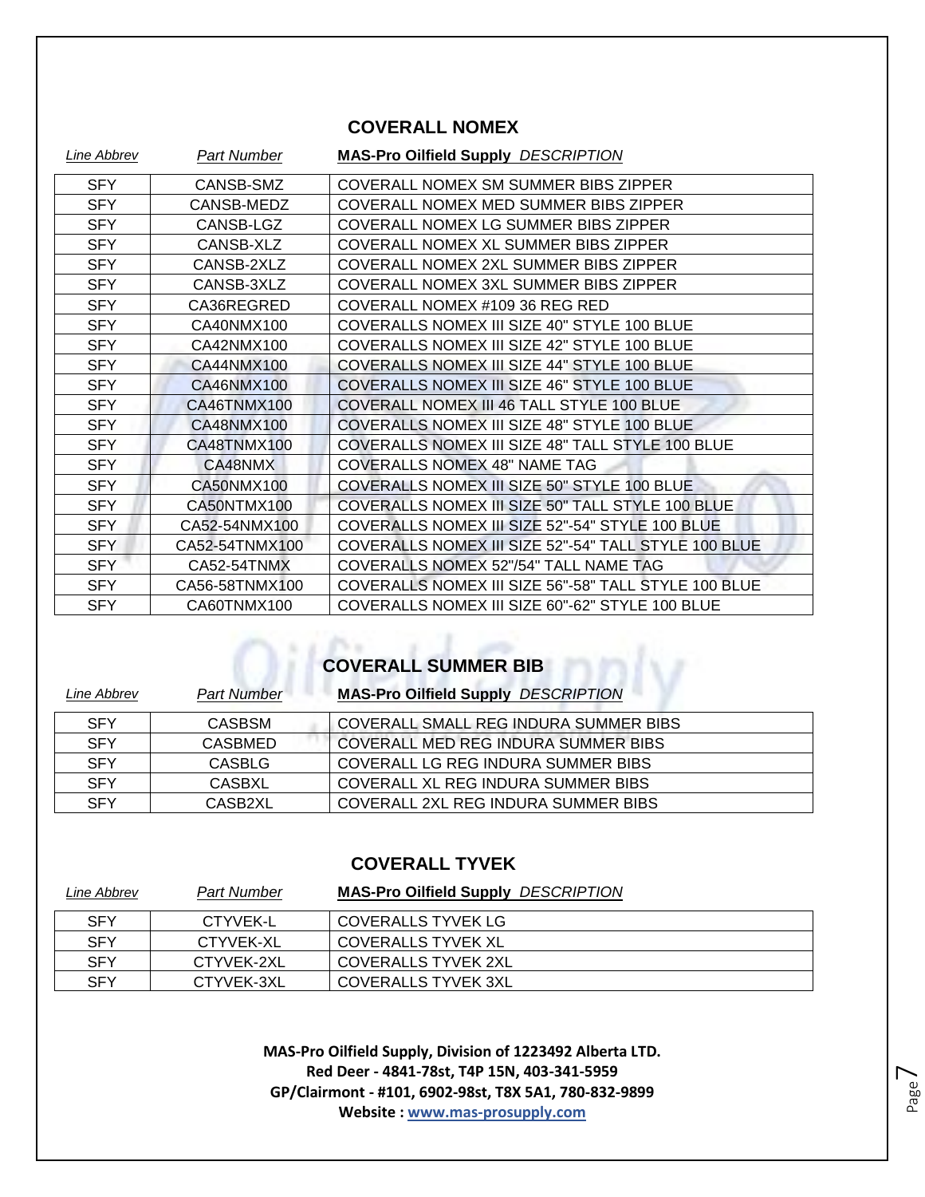## COVERALL NOMEX

| *Line Abbrev* | *Part Number* | **MAS-Pro Oilfield Supply** *DESCRIPTION* |
|---|---|---|
| SFY | CANSB-SMZ | COVERALL NOMEX SM SUMMER BIBS ZIPPER |
| SFY | CANSB-MEDZ | COVERALL NOMEX MED SUMMER BIBS ZIPPER |
| SFY | CANSB-LGZ | COVERALL NOMEX LG SUMMER BIBS ZIPPER |
| SFY | CANSB-XLZ | COVERALL NOMEX XL SUMMER BIBS ZIPPER |
| SFY | CANSB-2XLZ | COVERALL NOMEX 2XL SUMMER BIBS ZIPPER |
| SFY | CANSB-3XLZ | COVERALL NOMEX 3XL SUMMER BIBS ZIPPER |
| SFY | CA36REGRED | COVERALL NOMEX #109 36 REG RED |
| SFY | CA40NMX100 | COVERALLS NOMEX III SIZE 40" STYLE 100 BLUE |
| SFY | CA42NMX100 | COVERALLS NOMEX III SIZE 42" STYLE 100 BLUE |
| SFY | CA44NMX100 | COVERALLS NOMEX III SIZE 44" STYLE 100 BLUE |
| SFY | CA46NMX100 | COVERALLS NOMEX III SIZE 46" STYLE 100 BLUE |
| SFY | CA46TNMX100 | COVERALL NOMEX III 46 TALL STYLE 100 BLUE |
| SFY | CA48NMX100 | COVERALLS NOMEX III SIZE 48" STYLE 100 BLUE |
| SFY | CA48TNMX100 | COVERALLS NOMEX III SIZE 48" TALL STYLE 100 BLUE |
| SFY | CA48NMX | COVERALLS NOMEX 48" NAME TAG |
| SFY | CA50NMX100 | COVERALLS NOMEX III SIZE 50" STYLE 100 BLUE |
| SFY | CA50NTMX100 | COVERALLS NOMEX III SIZE 50" TALL STYLE 100 BLUE |
| SFY | CA52-54NMX100 | COVERALLS NOMEX III SIZE 52"-54" STYLE 100 BLUE |
| SFY | CA52-54TNMX100 | COVERALLS NOMEX III SIZE 52"-54" TALL STYLE 100 BLUE |
| SFY | CA52-54TNMX | COVERALLS NOMEX 52"/54" TALL NAME TAG |
| SFY | CA56-58TNMX100 | COVERALLS NOMEX III SIZE 56"-58" TALL STYLE 100 BLUE |
| SFY | CA60TNMX100 | COVERALLS NOMEX III SIZE 60"-62" STYLE 100 BLUE |

## COVERALL SUMMER BIB

| *Line Abbrev* | *Part Number* | **MAS-Pro Oilfield Supply** *DESCRIPTION* |
|---|---|---|
| SFY | CASBSM | COVERALL SMALL REG INDURA SUMMER BIBS |
| SFY | CASBMED | COVERALL MED REG INDURA SUMMER BIBS |
| SFY | CASBLG | COVERALL LG REG INDURA SUMMER BIBS |
| SFY | CASBXL | COVERALL XL REG INDURA SUMMER BIBS |
| SFY | CASB2XL | COVERALL 2XL REG INDURA SUMMER BIBS |

## COVERALL TYVEK

| *Line Abbrev* | *Part Number* | **MAS-Pro Oilfield Supply** *DESCRIPTION* |
|---|---|---|
| SFY | CTYVEK-L | COVERALLS TYVEK LG |
| SFY | CTYVEK-XL | COVERALLS TYVEK XL |
| SFY | CTYVEK-2XL | COVERALLS TYVEK 2XL |
| SFY | CTYVEK-3XL | COVERALLS TYVEK 3XL |

**MAS-Pro Oilfield Supply, Division of 1223492 Alberta LTD.**
**Red Deer - 4841-78st, T4P 15N, 403-341-5959**
**GP/Clairmont - #101, 6902-98st, T8X 5A1, 780-832-9899**
**Website : [www.mas-prosupply.com](http://www.mas-prosupply.com)**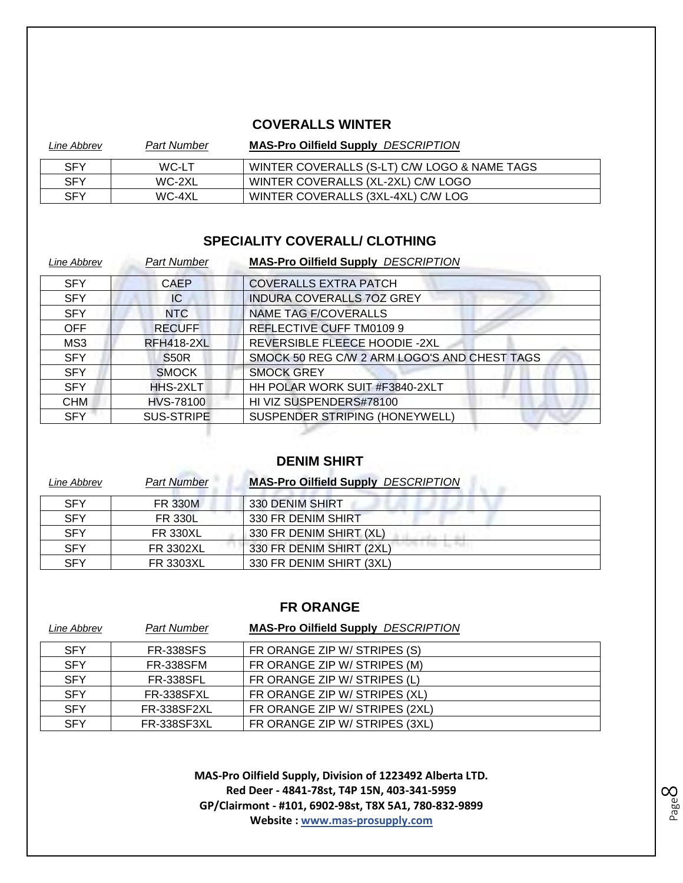## COVERALLS WINTER

| *Line Abbrev* | *Part Number* | **MAS-Pro Oilfield Supply** *DESCRIPTION* |
|---|---|---|
| SFY | WC-LT | WINTER COVERALLS (S-LT) C/W LOGO & NAME TAGS |
| SFY | WC-2XL | WINTER COVERALLS (XL-2XL) C/W LOGO |
| SFY | WC-4XL | WINTER COVERALLS (3XL-4XL) C/W LOG |

## SPECIALITY COVERALL/ CLOTHING

| *Line Abbrev* | *Part Number* | **MAS-Pro Oilfield Supply** *DESCRIPTION* |
|---|---|---|
| SFY | CAEP | COVERALLS EXTRA PATCH |
| SFY | IC | INDURA COVERALLS 7OZ GREY |
| SFY | NTC | NAME TAG F/COVERALLS |
| OFF | RECUFF | REFLECTIVE CUFF TM0109 9 |
| MS3 | RFH418-2XL | REVERSIBLE FLEECE HOODIE -2XL |
| SFY | S50R | SMOCK 50 REG C/W 2 ARM LOGO'S AND CHEST TAGS |
| SFY | SMOCK | SMOCK GREY |
| SFY | HHS-2XLT | HH POLAR WORK SUIT #F3840-2XLT |
| CHM | HVS-78100 | HI VIZ SUSPENDERS#78100 |
| SFY | SUS-STRIPE | SUSPENDER STRIPING (HONEYWELL) |

## DENIM SHIRT

| *Line Abbrev* | *Part Number* | **MAS-Pro Oilfield Supply** *DESCRIPTION* |
|---|---|---|
| SFY | FR 330M | 330 DENIM SHIRT |
| SFY | FR 330L | 330 FR DENIM SHIRT |
| SFY | FR 330XL | 330 FR DENIM SHIRT (XL) |
| SFY | FR 3302XL | 330 FR DENIM SHIRT (2XL) |
| SFY | FR 3303XL | 330 FR DENIM SHIRT (3XL) |

## FR ORANGE

| *Line Abbrev* | *Part Number* | **MAS-Pro Oilfield Supply** *DESCRIPTION* |
|---|---|---|
| SFY | FR-338SFS | FR ORANGE ZIP W/ STRIPES (S) |
| SFY | FR-338SFM | FR ORANGE ZIP W/ STRIPES (M) |
| SFY | FR-338SFL | FR ORANGE ZIP W/ STRIPES (L) |
| SFY | FR-338SFXL | FR ORANGE ZIP W/ STRIPES (XL) |
| SFY | FR-338SF2XL | FR ORANGE ZIP W/ STRIPES (2XL) |
| SFY | FR-338SF3XL | FR ORANGE ZIP W/ STRIPES (3XL) |

**MAS-Pro Oilfield Supply, Division of 1223492 Alberta LTD.**
**Red Deer - 4841-78st, T4P 15N, 403-341-5959**
**GP/Clairmont - #101, 6902-98st, T8X 5A1, 780-832-9899**
**Website : www.mas-prosupply.com**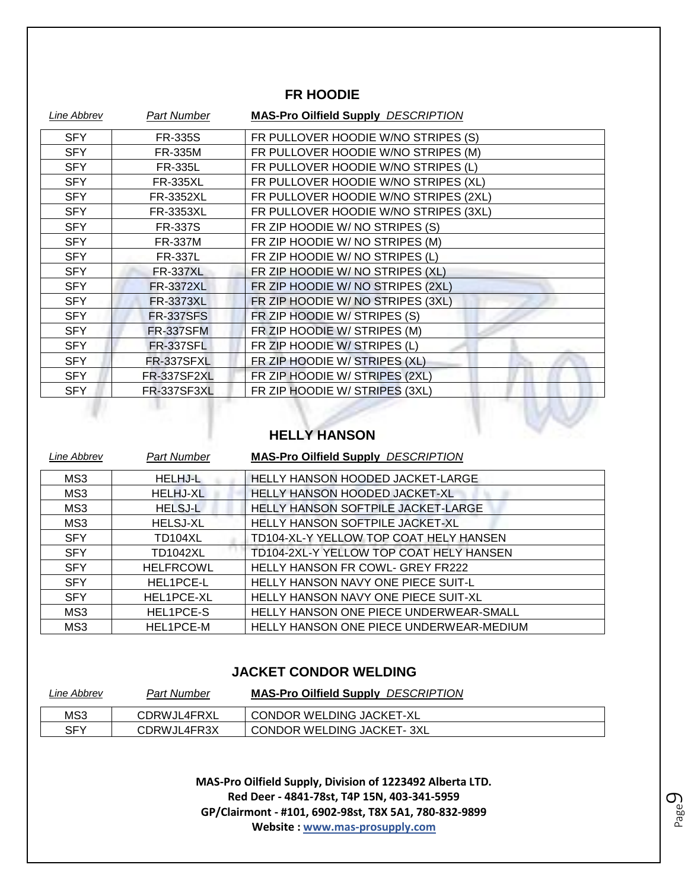## FR HOODIE

| Line Abbrev | Part Number | MAS-Pro Oilfield Supply DESCRIPTION |
|---|---|---|
| SFY | FR-335S | FR PULLOVER HOODIE W/NO STRIPES (S) |
| SFY | FR-335M | FR PULLOVER HOODIE W/NO STRIPES (M) |
| SFY | FR-335L | FR PULLOVER HOODIE W/NO STRIPES (L) |
| SFY | FR-335XL | FR PULLOVER HOODIE W/NO STRIPES (XL) |
| SFY | FR-3352XL | FR PULLOVER HOODIE W/NO STRIPES (2XL) |
| SFY | FR-3353XL | FR PULLOVER HOODIE W/NO STRIPES (3XL) |
| SFY | FR-337S | FR ZIP HOODIE W/ NO STRIPES (S) |
| SFY | FR-337M | FR ZIP HOODIE W/ NO STRIPES (M) |
| SFY | FR-337L | FR ZIP HOODIE W/ NO STRIPES (L) |
| SFY | FR-337XL | FR ZIP HOODIE W/ NO STRIPES (XL) |
| SFY | FR-3372XL | FR ZIP HOODIE W/ NO STRIPES (2XL) |
| SFY | FR-3373XL | FR ZIP HOODIE W/ NO STRIPES (3XL) |
| SFY | FR-337SFS | FR ZIP HOODIE W/ STRIPES (S) |
| SFY | FR-337SFM | FR ZIP HOODIE W/ STRIPES (M) |
| SFY | FR-337SFL | FR ZIP HOODIE W/ STRIPES (L) |
| SFY | FR-337SFXL | FR ZIP HOODIE W/ STRIPES (XL) |
| SFY | FR-337SF2XL | FR ZIP HOODIE W/ STRIPES (2XL) |
| SFY | FR-337SF3XL | FR ZIP HOODIE W/ STRIPES (3XL) |

## HELLY HANSON

| Line Abbrev | Part Number | MAS-Pro Oilfield Supply DESCRIPTION |
|---|---|---|
| MS3 | HELHJ-L | HELLY HANSON HOODED JACKET-LARGE |
| MS3 | HELHJ-XL | HELLY HANSON HOODED JACKET-XL |
| MS3 | HELSJ-L | HELLY HANSON SOFTPILE JACKET-LARGE |
| MS3 | HELSJ-XL | HELLY HANSON SOFTPILE JACKET-XL |
| SFY | TD104XL | TD104-XL-Y YELLOW TOP COAT HELY HANSEN |
| SFY | TD1042XL | TD104-2XL-Y YELLOW TOP COAT HELY HANSEN |
| SFY | HELFRCOWL | HELLY HANSON FR COWL- GREY FR222 |
| SFY | HEL1PCE-L | HELLY HANSON NAVY ONE PIECE SUIT-L |
| SFY | HEL1PCE-XL | HELLY HANSON NAVY ONE PIECE SUIT-XL |
| MS3 | HEL1PCE-S | HELLY HANSON ONE PIECE UNDERWEAR-SMALL |
| MS3 | HEL1PCE-M | HELLY HANSON ONE PIECE UNDERWEAR-MEDIUM |

## JACKET CONDOR WELDING

| Line Abbrev | Part Number | MAS-Pro Oilfield Supply DESCRIPTION |
|---|---|---|
| MS3 | CDRWJL4FRXL | CONDOR WELDING JACKET-XL |
| SFY | CDRWJL4FR3X | CONDOR WELDING JACKET- 3XL |

**MAS-Pro Oilfield Supply, Division of 1223492 Alberta LTD.**
**Red Deer - 4841-78st, T4P 15N, 403-341-5959**
**GP/Clairmont - #101, 6902-98st, T8X 5A1, 780-832-9899**
**Website : www.mas-prosupply.com**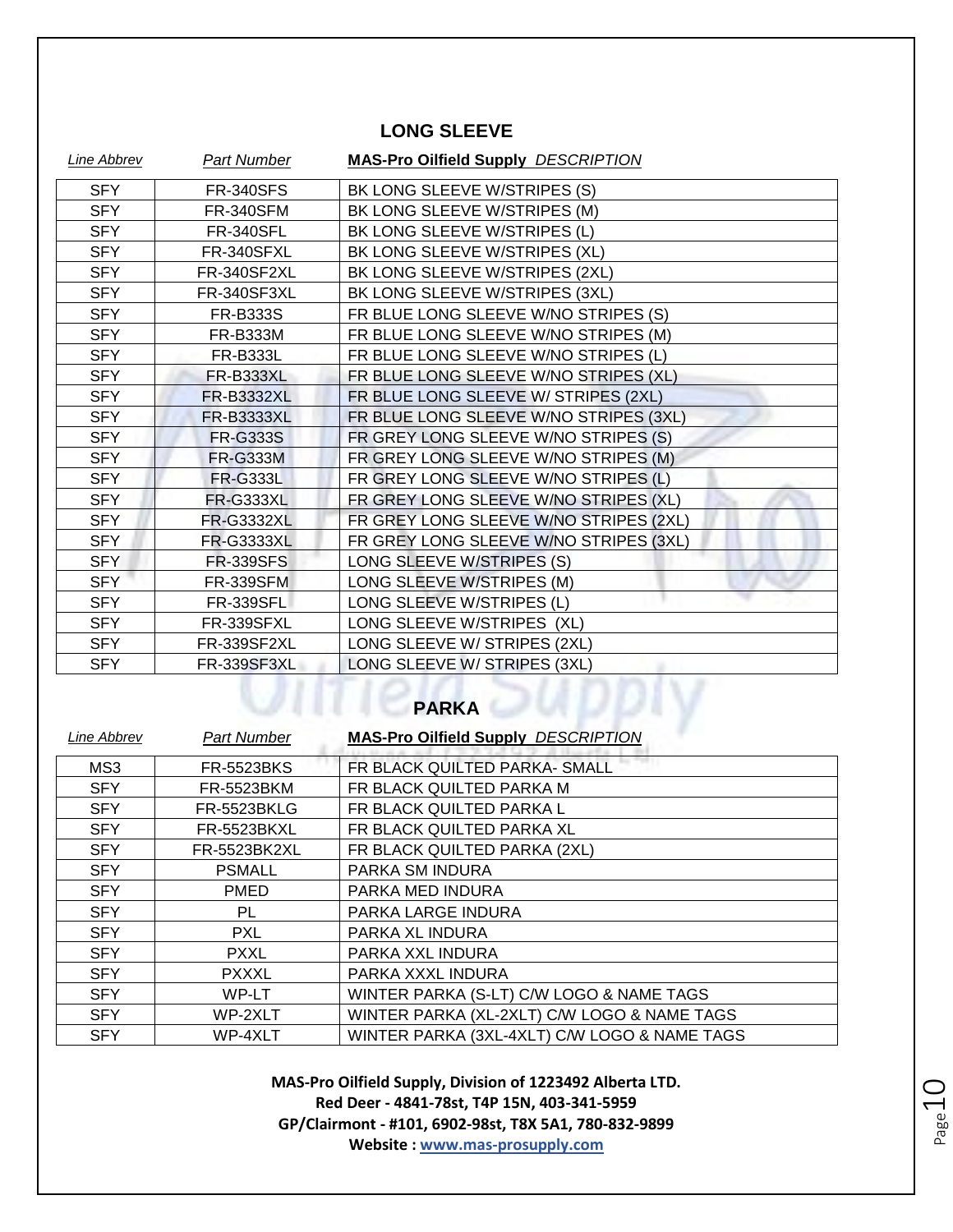## LONG SLEEVE

| *Line Abbrev* | *Part Number* | **MAS-Pro Oilfield Supply** *DESCRIPTION* |
|---|---|---|
| SFY | FR-340SFS | BK LONG SLEEVE W/STRIPES (S) |
| SFY | FR-340SFM | BK LONG SLEEVE W/STRIPES (M) |
| SFY | FR-340SFL | BK LONG SLEEVE W/STRIPES (L) |
| SFY | FR-340SFXL | BK LONG SLEEVE W/STRIPES (XL) |
| SFY | FR-340SF2XL | BK LONG SLEEVE W/STRIPES (2XL) |
| SFY | FR-340SF3XL | BK LONG SLEEVE W/STRIPES (3XL) |
| SFY | FR-B333S | FR BLUE LONG SLEEVE W/NO STRIPES (S) |
| SFY | FR-B333M | FR BLUE LONG SLEEVE W/NO STRIPES (M) |
| SFY | FR-B333L | FR BLUE LONG SLEEVE W/NO STRIPES (L) |
| SFY | FR-B333XL | FR BLUE LONG SLEEVE W/NO STRIPES (XL) |
| SFY | FR-B3332XL | FR BLUE LONG SLEEVE W/ STRIPES (2XL) |
| SFY | FR-B3333XL | FR BLUE LONG SLEEVE W/NO STRIPES (3XL) |
| SFY | FR-G333S | FR GREY LONG SLEEVE W/NO STRIPES (S) |
| SFY | FR-G333M | FR GREY LONG SLEEVE W/NO STRIPES (M) |
| SFY | FR-G333L | FR GREY LONG SLEEVE W/NO STRIPES (L) |
| SFY | FR-G333XL | FR GREY LONG SLEEVE W/NO STRIPES (XL) |
| SFY | FR-G3332XL | FR GREY LONG SLEEVE W/NO STRIPES (2XL) |
| SFY | FR-G3333XL | FR GREY LONG SLEEVE W/NO STRIPES (3XL) |
| SFY | FR-339SFS | LONG SLEEVE W/STRIPES (S) |
| SFY | FR-339SFM | LONG SLEEVE W/STRIPES (M) |
| SFY | FR-339SFL | LONG SLEEVE W/STRIPES (L) |
| SFY | FR-339SFXL | LONG SLEEVE W/STRIPES (XL) |
| SFY | FR-339SF2XL | LONG SLEEVE W/ STRIPES (2XL) |
| SFY | FR-339SF3XL | LONG SLEEVE W/ STRIPES (3XL) |

## PARKA

| *Line Abbrev* | *Part Number* | **MAS-Pro Oilfield Supply** *DESCRIPTION* |
|---|---|---|
| MS3 | FR-5523BKS | FR BLACK QUILTED PARKA- SMALL |
| SFY | FR-5523BKM | FR BLACK QUILTED PARKA M |
| SFY | FR-5523BKLG | FR BLACK QUILTED PARKA L |
| SFY | FR-5523BKXL | FR BLACK QUILTED PARKA XL |
| SFY | FR-5523BK2XL | FR BLACK QUILTED PARKA (2XL) |
| SFY | PSMALL | PARKA SM INDURA |
| SFY | PMED | PARKA MED INDURA |
| SFY | PL | PARKA LARGE INDURA |
| SFY | PXL | PARKA XL INDURA |
| SFY | PXXL | PARKA XXL INDURA |
| SFY | PXXXL | PARKA XXXL INDURA |
| SFY | WP-LT | WINTER PARKA (S-LT) C/W LOGO & NAME TAGS |
| SFY | WP-2XLT | WINTER PARKA (XL-2XLT) C/W LOGO & NAME TAGS |
| SFY | WP-4XLT | WINTER PARKA (3XL-4XLT) C/W LOGO & NAME TAGS |

**MAS-Pro Oilfield Supply, Division of 1223492 Alberta LTD.**
**Red Deer - 4841-78st, T4P 15N, 403-341-5959**
**GP/Clairmont - #101, 6902-98st, T8X 5A1, 780-832-9899**
**Website : www.mas-prosupply.com**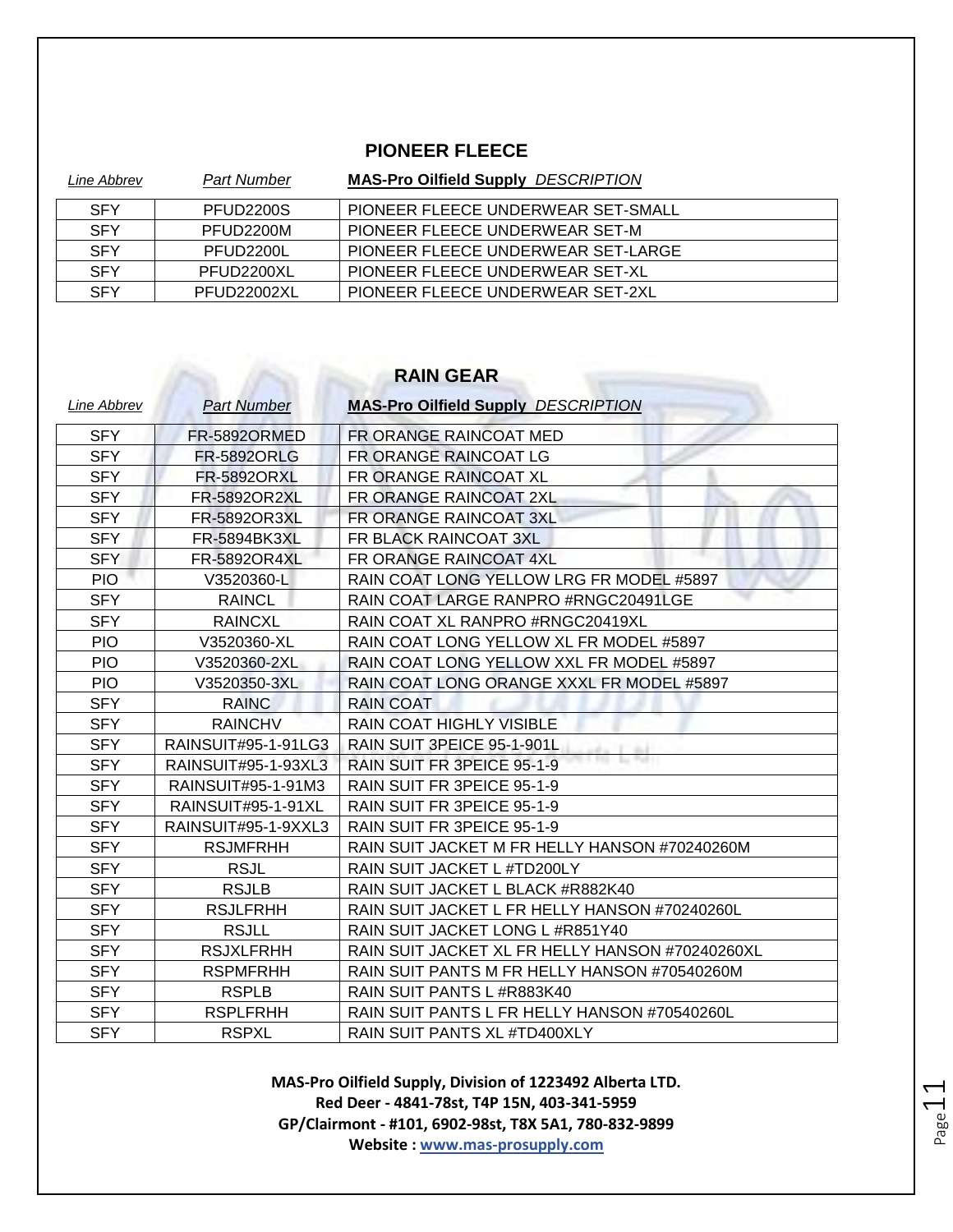## PIONEER FLEECE

| *Line Abbrev* | *Part Number* | **MAS-Pro Oilfield Supply** *DESCRIPTION* |
|---|---|---|
| SFY | PFUD2200S | PIONEER FLEECE UNDERWEAR SET-SMALL |
| SFY | PFUD2200M | PIONEER FLEECE UNDERWEAR SET-M |
| SFY | PFUD2200L | PIONEER FLEECE UNDERWEAR SET-LARGE |
| SFY | PFUD2200XL | PIONEER FLEECE UNDERWEAR SET-XL |
| SFY | PFUD22002XL | PIONEER FLEECE UNDERWEAR SET-2XL |

## RAIN GEAR

| *Line Abbrev* | *Part Number* | **MAS-Pro Oilfield Supply** *DESCRIPTION* |
|---|---|---|
| SFY | FR-5892ORMED | FR ORANGE RAINCOAT MED |
| SFY | FR-5892ORLG | FR ORANGE RAINCOAT LG |
| SFY | FR-5892ORXL | FR ORANGE RAINCOAT XL |
| SFY | FR-5892OR2XL | FR ORANGE RAINCOAT 2XL |
| SFY | FR-5892OR3XL | FR ORANGE RAINCOAT 3XL |
| SFY | FR-5894BK3XL | FR BLACK RAINCOAT 3XL |
| SFY | FR-5892OR4XL | FR ORANGE RAINCOAT 4XL |
| PIO | V3520360-L | RAIN COAT LONG YELLOW LRG FR MODEL #5897 |
| SFY | RAINCL | RAIN COAT LARGE RANPRO #RNGC20491LGE |
| SFY | RAINCXL | RAIN COAT XL RANPRO #RNGC20419XL |
| PIO | V3520360-XL | RAIN COAT LONG YELLOW XL FR MODEL #5897 |
| PIO | V3520360-2XL | RAIN COAT LONG YELLOW XXL FR MODEL #5897 |
| PIO | V3520350-3XL | RAIN COAT LONG ORANGE XXXL FR MODEL #5897 |
| SFY | RAINC | RAIN COAT |
| SFY | RAINCHV | RAIN COAT HIGHLY VISIBLE |
| SFY | RAINSUIT#95-1-91LG3 | RAIN SUIT 3PEICE 95-1-901L |
| SFY | RAINSUIT#95-1-93XL3 | RAIN SUIT FR 3PEICE 95-1-9 |
| SFY | RAINSUIT#95-1-91M3 | RAIN SUIT FR 3PEICE 95-1-9 |
| SFY | RAINSUIT#95-1-91XL | RAIN SUIT FR 3PEICE 95-1-9 |
| SFY | RAINSUIT#95-1-9XXL3 | RAIN SUIT FR 3PEICE 95-1-9 |
| SFY | RSJMFRHH | RAIN SUIT JACKET M FR HELLY HANSON #70240260M |
| SFY | RSJL | RAIN SUIT JACKET L #TD200LY |
| SFY | RSJLB | RAIN SUIT JACKET L BLACK #R882K40 |
| SFY | RSJLFRHH | RAIN SUIT JACKET L FR HELLY HANSON #70240260L |
| SFY | RSJLL | RAIN SUIT JACKET LONG L #R851Y40 |
| SFY | RSJXLFRHH | RAIN SUIT JACKET XL FR HELLY HANSON #70240260XL |
| SFY | RSPMFRHH | RAIN SUIT PANTS M FR HELLY HANSON #70540260M |
| SFY | RSPLB | RAIN SUIT PANTS L #R883K40 |
| SFY | RSPLFRHH | RAIN SUIT PANTS L FR HELLY HANSON #70540260L |
| SFY | RSPXL | RAIN SUIT PANTS XL #TD400XLY |

**MAS-Pro Oilfield Supply, Division of 1223492 Alberta LTD.**
**Red Deer - 4841-78st, T4P 15N, 403-341-5959**
**GP/Clairmont - #101, 6902-98st, T8X 5A1, 780-832-9899**
**Website : www.mas-prosupply.com**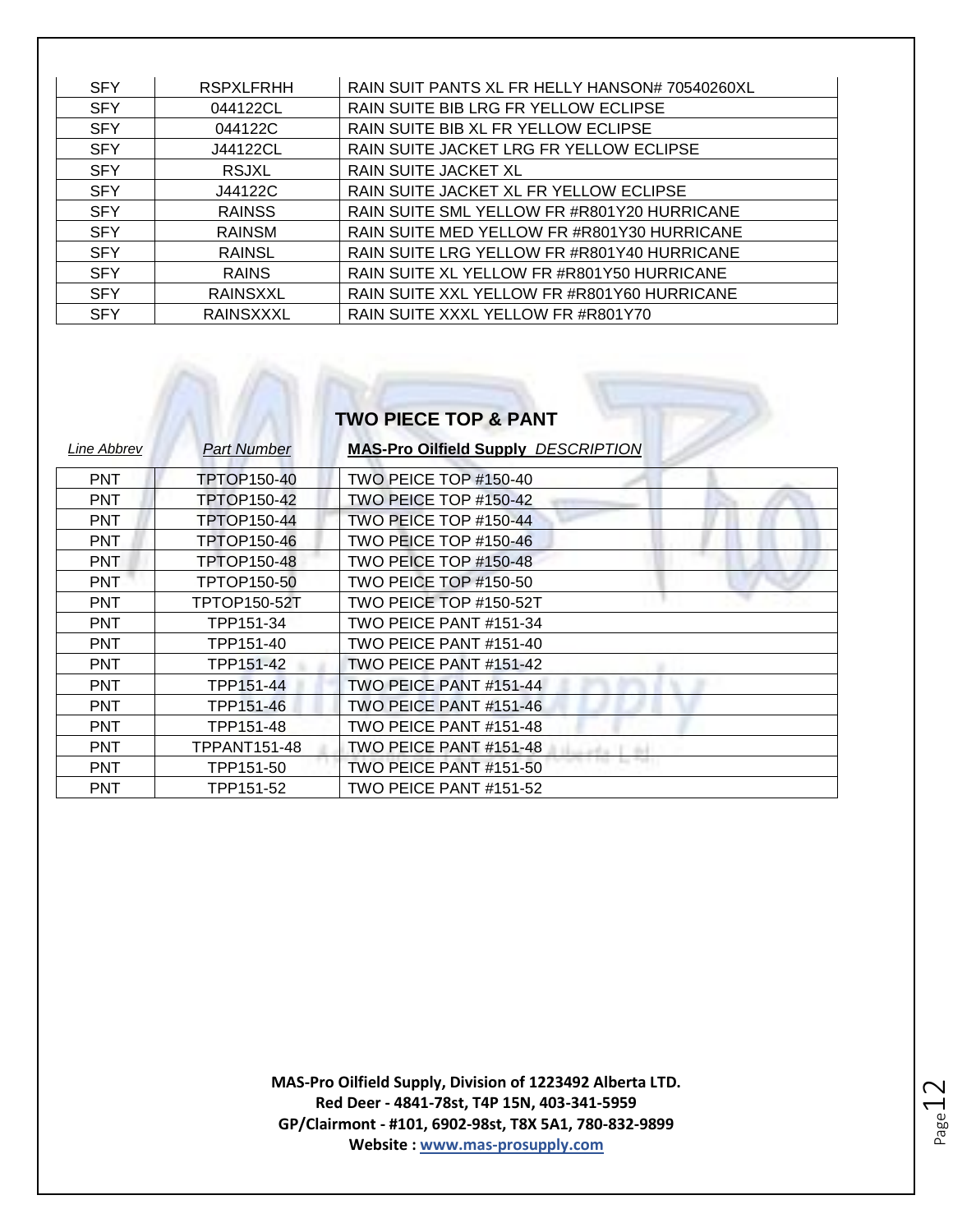| | | |
|---|---|---|
| SFY | RSPXLFRHH | RAIN SUIT PANTS XL FR HELLY HANSON# 70540260XL |
| SFY | 044122CL | RAIN SUITE BIB LRG FR YELLOW ECLIPSE |
| SFY | 044122C | RAIN SUITE BIB XL FR YELLOW ECLIPSE |
| SFY | J44122CL | RAIN SUITE JACKET LRG FR YELLOW ECLIPSE |
| SFY | RSJXL | RAIN SUITE JACKET XL |
| SFY | J44122C | RAIN SUITE JACKET XL FR YELLOW ECLIPSE |
| SFY | RAINSS | RAIN SUITE SML YELLOW FR #R801Y20 HURRICANE |
| SFY | RAINSM | RAIN SUITE MED YELLOW FR #R801Y30 HURRICANE |
| SFY | RAINSL | RAIN SUITE LRG YELLOW FR #R801Y40 HURRICANE |
| SFY | RAINS | RAIN SUITE XL YELLOW FR #R801Y50 HURRICANE |
| SFY | RAINSXXL | RAIN SUITE XXL YELLOW FR #R801Y60 HURRICANE |
| SFY | RAINSXXXL | RAIN SUITE XXXL YELLOW FR #R801Y70 |

## TWO PIECE TOP & PANT

| *Line Abbrev* | *Part Number* | **MAS-Pro Oilfield Supply** *DESCRIPTION* |
|---|---|---|
| PNT | TPTOP150-40 | TWO PEICE TOP #150-40 |
| PNT | TPTOP150-42 | TWO PEICE TOP #150-42 |
| PNT | TPTOP150-44 | TWO PEICE TOP #150-44 |
| PNT | TPTOP150-46 | TWO PEICE TOP #150-46 |
| PNT | TPTOP150-48 | TWO PEICE TOP #150-48 |
| PNT | TPTOP150-50 | TWO PEICE TOP #150-50 |
| PNT | TPTOP150-52T | TWO PEICE TOP #150-52T |
| PNT | TPP151-34 | TWO PEICE PANT #151-34 |
| PNT | TPP151-40 | TWO PEICE PANT #151-40 |
| PNT | TPP151-42 | TWO PEICE PANT #151-42 |
| PNT | TPP151-44 | TWO PEICE PANT #151-44 |
| PNT | TPP151-46 | TWO PEICE PANT #151-46 |
| PNT | TPP151-48 | TWO PEICE PANT #151-48 |
| PNT | TPPANT151-48 | TWO PEICE PANT #151-48 |
| PNT | TPP151-50 | TWO PEICE PANT #151-50 |
| PNT | TPP151-52 | TWO PEICE PANT #151-52 |

**MAS-Pro Oilfield Supply, Division of 1223492 Alberta LTD.**
**Red Deer - 4841-78st, T4P 15N, 403-341-5959**
**GP/Clairmont - #101, 6902-98st, T8X 5A1, 780-832-9899**
**Website : www.mas-prosupply.com**